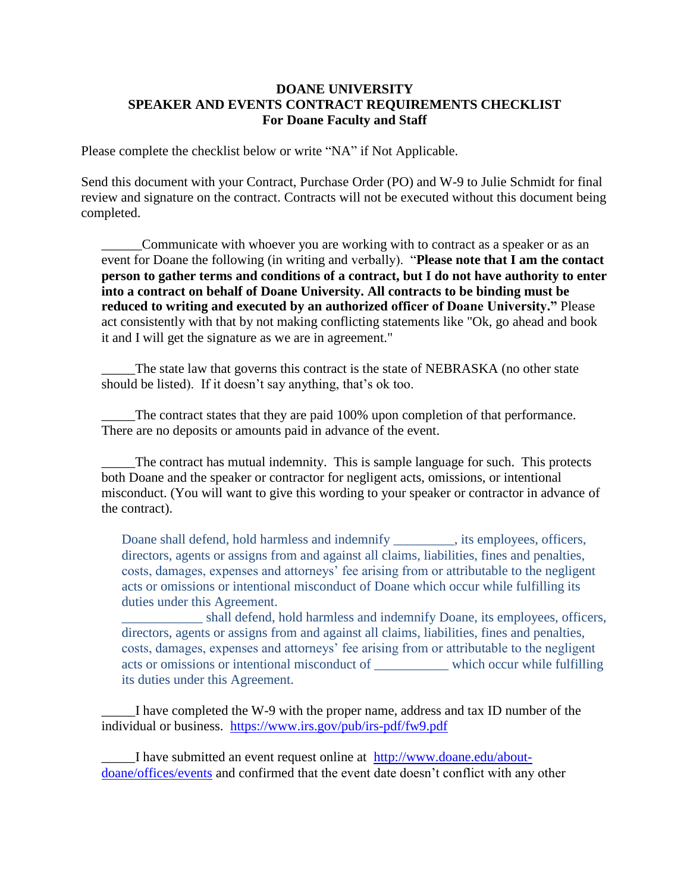**DOANE UNIVERSITY**
**SPEAKER AND EVENTS CONTRACT REQUIREMENTS CHECKLIST**
**For Doane Faculty and Staff**

Please complete the checklist below or write "NA" if Not Applicable.

Send this document with your Contract, Purchase Order (PO) and W-9 to Julie Schmidt for final review and signature on the contract. Contracts will not be executed without this document being completed.

______Communicate with whoever you are working with to contract as a speaker or as an event for Doane the following (in writing and verbally). "**Please note that I am the contact person to gather terms and conditions of a contract, but I do not have authority to enter into a contract on behalf of Doane University. All contracts to be binding must be reduced to writing and executed by an authorized officer of Doane University."** Please act consistently with that by not making conflicting statements like "Ok, go ahead and book it and I will get the signature as we are in agreement."

_____The state law that governs this contract is the state of NEBRASKA (no other state should be listed). If it doesn't say anything, that's ok too.

_____The contract states that they are paid 100% upon completion of that performance. There are no deposits or amounts paid in advance of the event.

_____The contract has mutual indemnity. This is sample language for such. This protects both Doane and the speaker or contractor for negligent acts, omissions, or intentional misconduct. (You will want to give this wording to your speaker or contractor in advance of the contract).

> Doane shall defend, hold harmless and indemnify _________, its employees, officers, directors, agents or assigns from and against all claims, liabilities, fines and penalties, costs, damages, expenses and attorneys' fee arising from or attributable to the negligent acts or omissions or intentional misconduct of Doane which occur while fulfilling its duties under this Agreement.
> ____________ shall defend, hold harmless and indemnify Doane, its employees, officers, directors, agents or assigns from and against all claims, liabilities, fines and penalties, costs, damages, expenses and attorneys' fee arising from or attributable to the negligent acts or omissions or intentional misconduct of ___________ which occur while fulfilling its duties under this Agreement.

_____I have completed the W-9 with the proper name, address and tax ID number of the individual or business. https://www.irs.gov/pub/irs-pdf/fw9.pdf

_____I have submitted an event request online at http://www.doane.edu/about-doane/offices/events and confirmed that the event date doesn't conflict with any other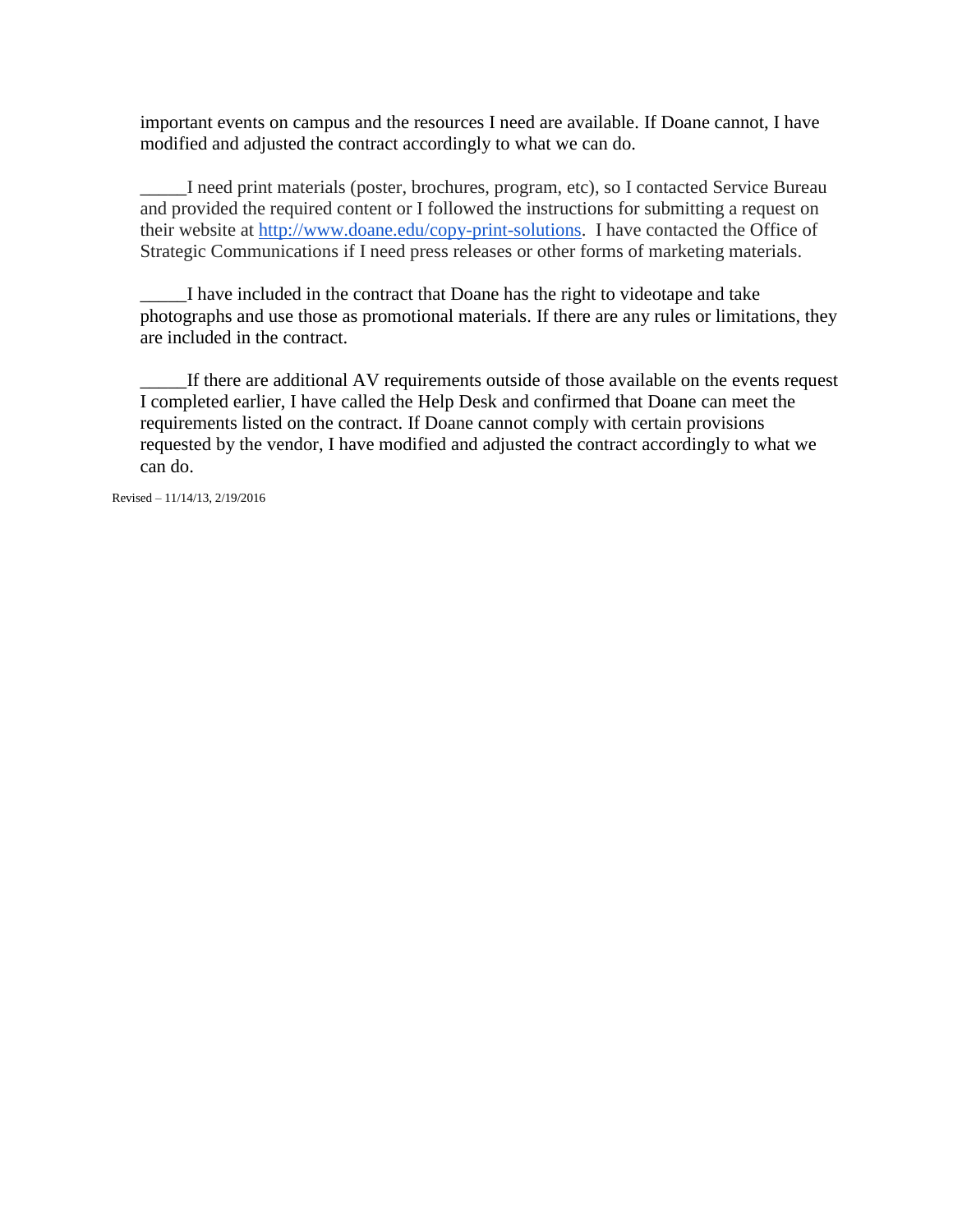important events on campus and the resources I need are available. If Doane cannot, I have modified and adjusted the contract accordingly to what we can do.

_____I need print materials (poster, brochures, program, etc), so I contacted Service Bureau and provided the required content or I followed the instructions for submitting a request on their website at http://www.doane.edu/copy-print-solutions. I have contacted the Office of Strategic Communications if I need press releases or other forms of marketing materials.

_____I have included in the contract that Doane has the right to videotape and take photographs and use those as promotional materials. If there are any rules or limitations, they are included in the contract.

_____If there are additional AV requirements outside of those available on the events request I completed earlier, I have called the Help Desk and confirmed that Doane can meet the requirements listed on the contract. If Doane cannot comply with certain provisions requested by the vendor, I have modified and adjusted the contract accordingly to what we can do.

Revised – 11/14/13, 2/19/2016